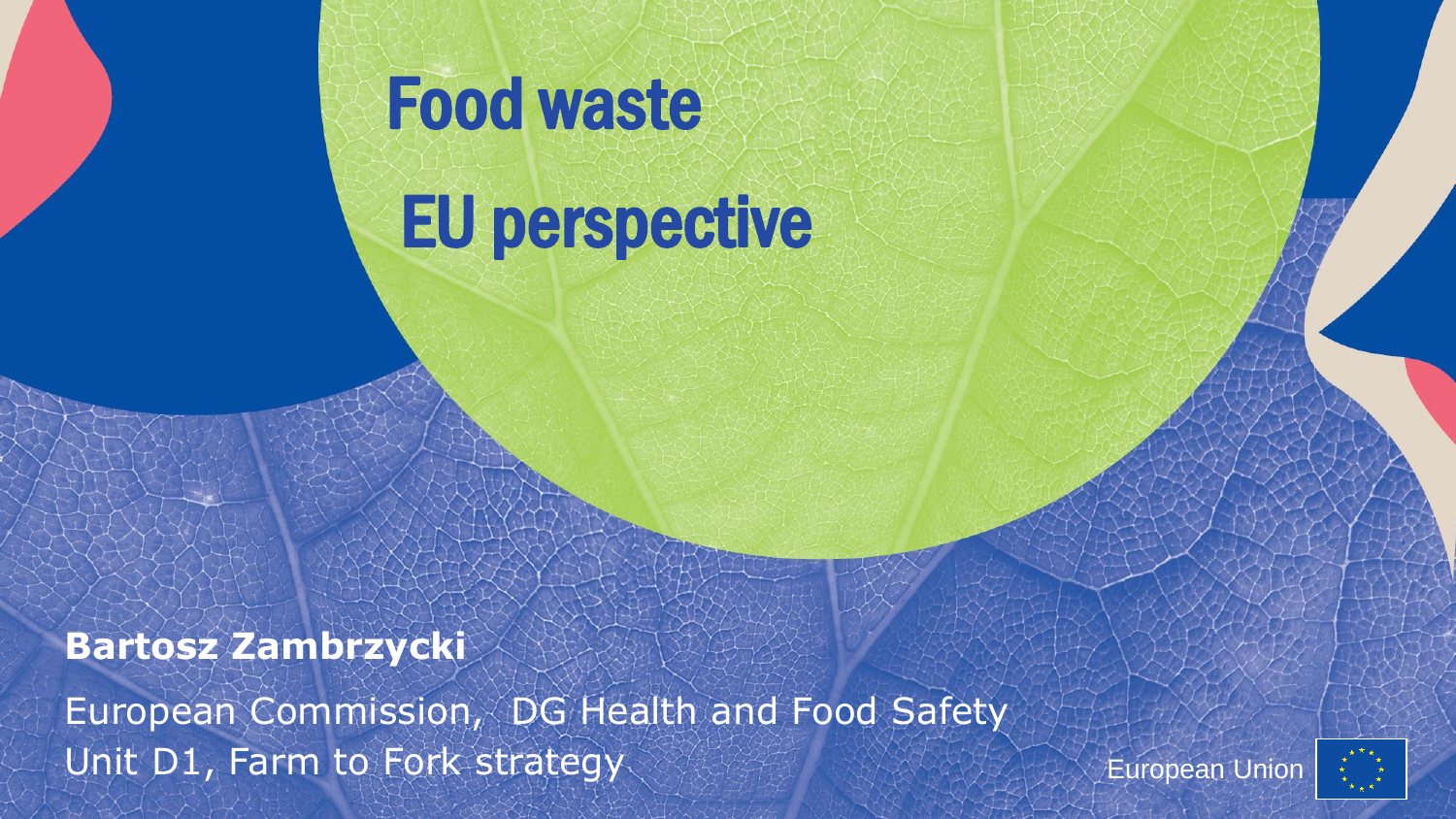# Food waste

# EU perspective

**Bartosz Zambrzycki**

European Commission, DG Health and Food Safety
Unit D1, Farm to Fork strategy

European Union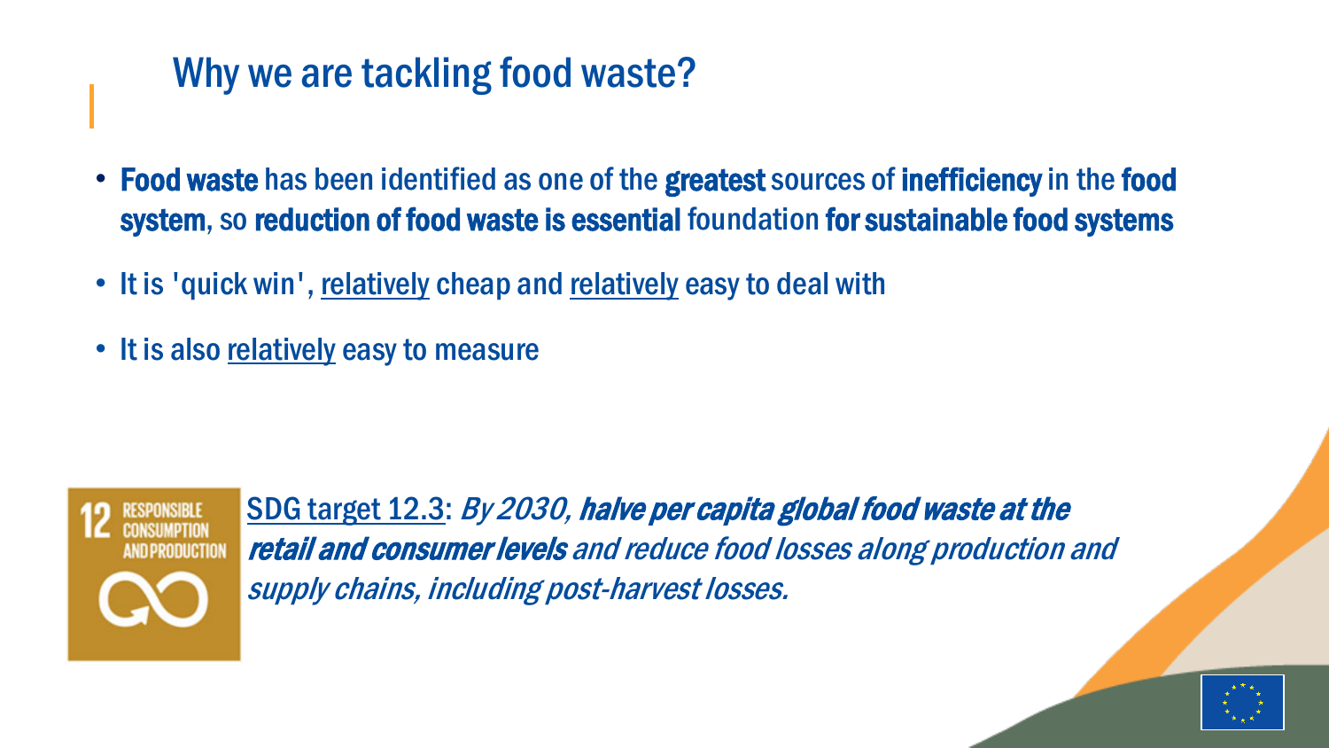## Why we are tackling food waste?

- **Food waste** has been identified as one of the **greatest** sources of **inefficiency** in the **food system**, so **reduction of food waste is essential** foundation **for sustainable food systems**
- It is 'quick win', relatively cheap and relatively easy to deal with
- It is also relatively easy to measure

12 RESPONSIBLE CONSUMPTION AND PRODUCTION

SDG target 12.3: *By 2030, **halve per capita global food waste at the retail and consumer levels** and reduce food losses along production and supply chains, including post-harvest losses.*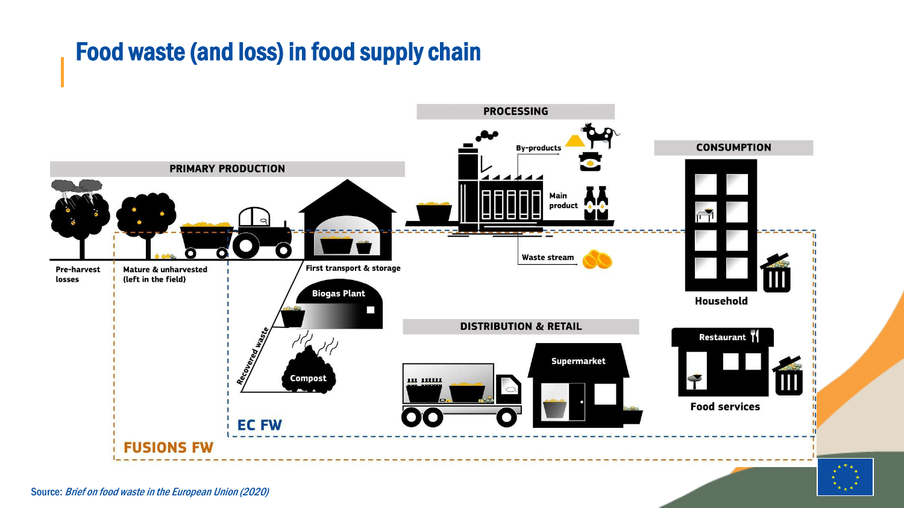# Food waste (and loss) in food supply chain

PRIMARY PRODUCTION

Pre-harvest losses

Mature & unharvested (left in the field)

First transport & storage

Biogas Plant

Compost

Recovered waste

PROCESSING

By-products

Main product

Waste stream

DISTRIBUTION & RETAIL

Supermarket

CONSUMPTION

Household

Restaurant

Food services

EC FW

FUSIONS FW

Source: *Brief on food waste in the European Union (2020)*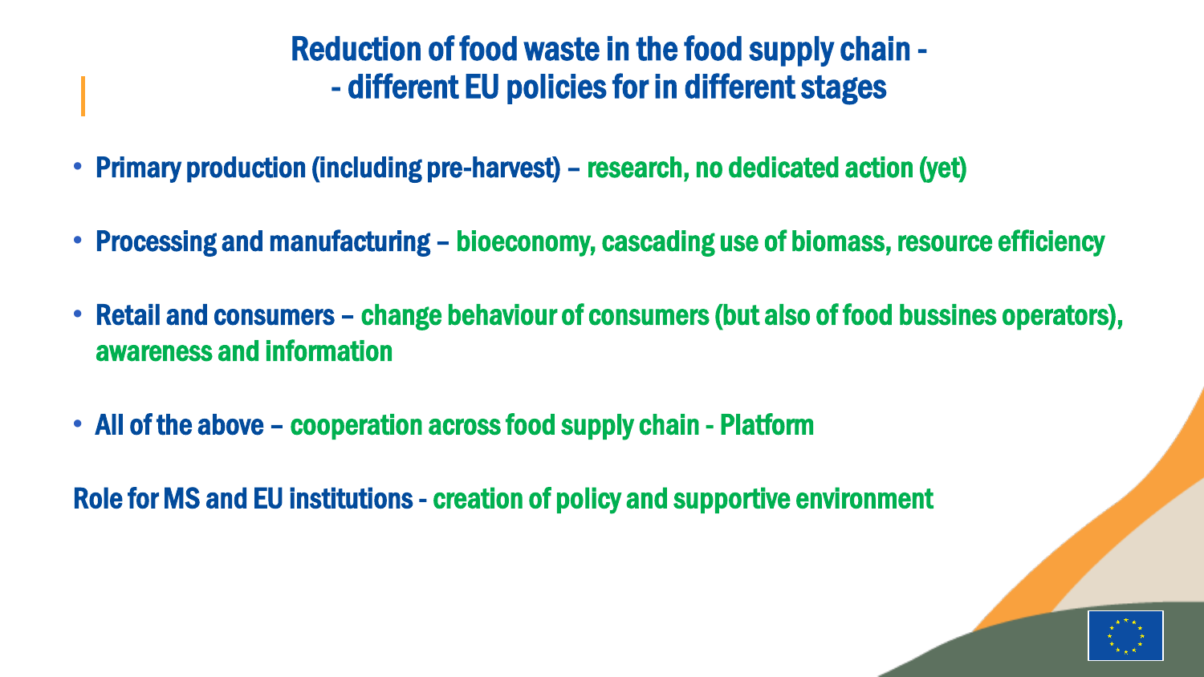# Reduction of food waste in the food supply chain - - different EU policies for in different stages

- **Primary production (including pre-harvest)** – research, no dedicated action (yet)
- **Processing and manufacturing** – bioeconomy, cascading use of biomass, resource efficiency
- **Retail and consumers** – change behaviour of consumers (but also of food bussines operators), awareness and information
- **All of the above** – cooperation across food supply chain - Platform

**Role for MS and EU institutions** - creation of policy and supportive environment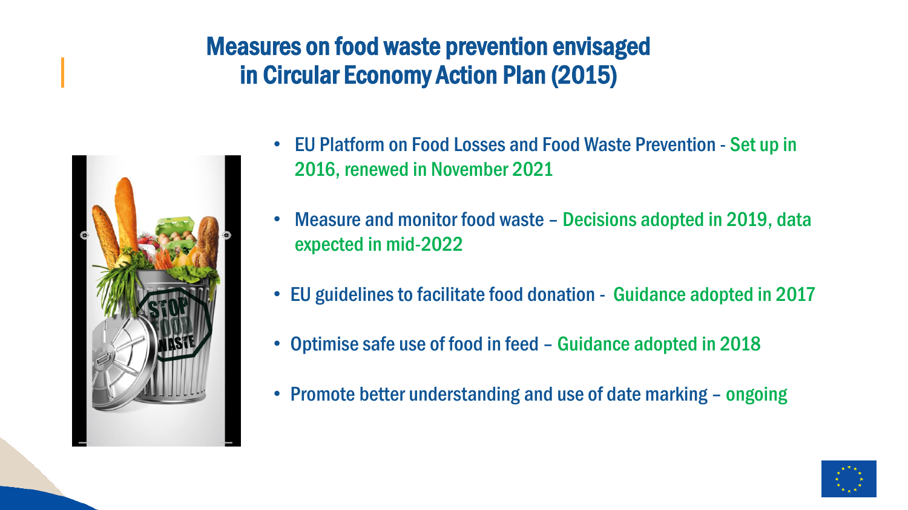# Measures on food waste prevention envisaged in Circular Economy Action Plan (2015)

- EU Platform on Food Losses and Food Waste Prevention - Set up in 2016, renewed in November 2021
- Measure and monitor food waste – Decisions adopted in 2019, data expected in mid-2022
- EU guidelines to facilitate food donation - Guidance adopted in 2017
- Optimise safe use of food in feed – Guidance adopted in 2018
- Promote better understanding and use of date marking – ongoing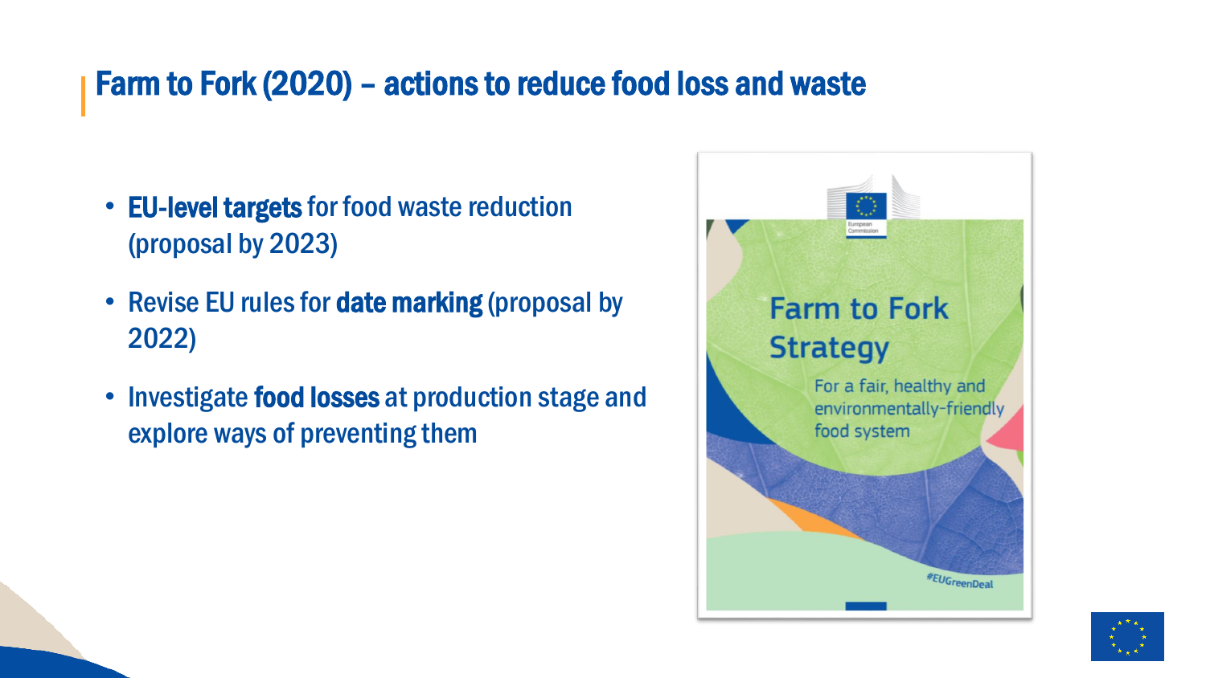# Farm to Fork (2020) – actions to reduce food loss and waste

- **EU-level targets** for food waste reduction (proposal by 2023)
- Revise EU rules for **date marking** (proposal by 2022)
- Investigate **food losses** at production stage and explore ways of preventing them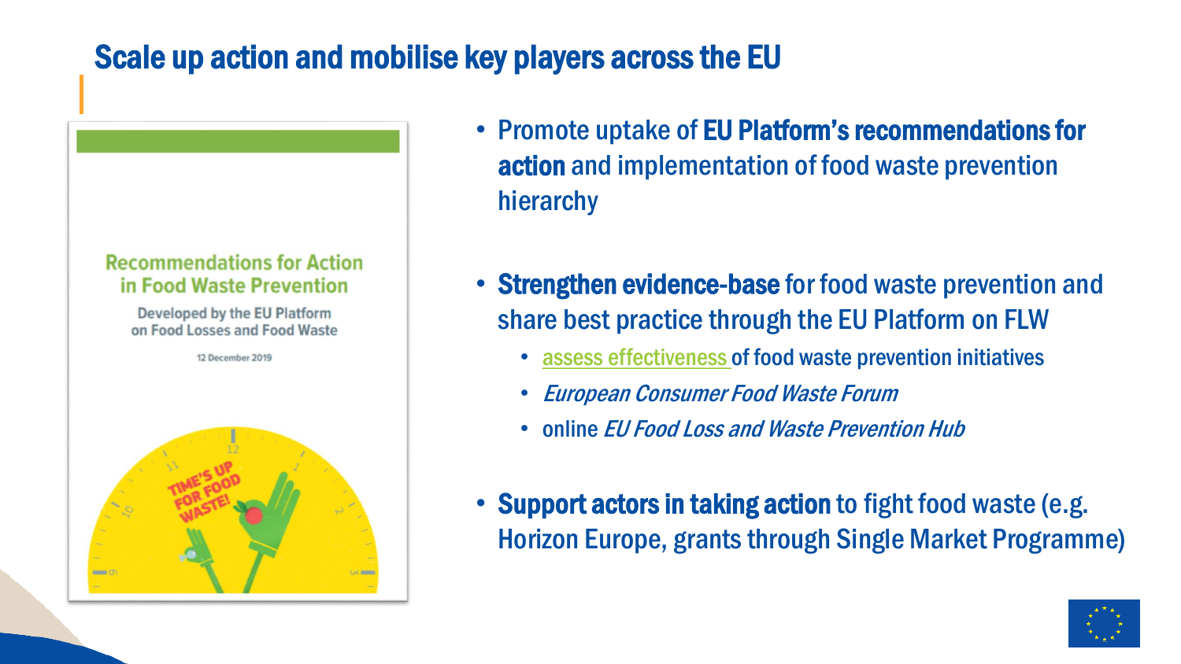# Scale up action and mobilise key players across the EU

Recommendations for Action in Food Waste Prevention

Developed by the EU Platform on Food Losses and Food Waste

12 December 2019

TIME'S UP FOR FOOD WASTE!

- Promote uptake of **EU Platform's recommendations for action** and implementation of food waste prevention hierarchy
- **Strengthen evidence-base** for food waste prevention and share best practice through the EU Platform on FLW
  - assess effectiveness of food waste prevention initiatives
  - *European Consumer Food Waste Forum*
  - online *EU Food Loss and Waste Prevention Hub*
- **Support actors in taking action** to fight food waste (e.g. Horizon Europe, grants through Single Market Programme)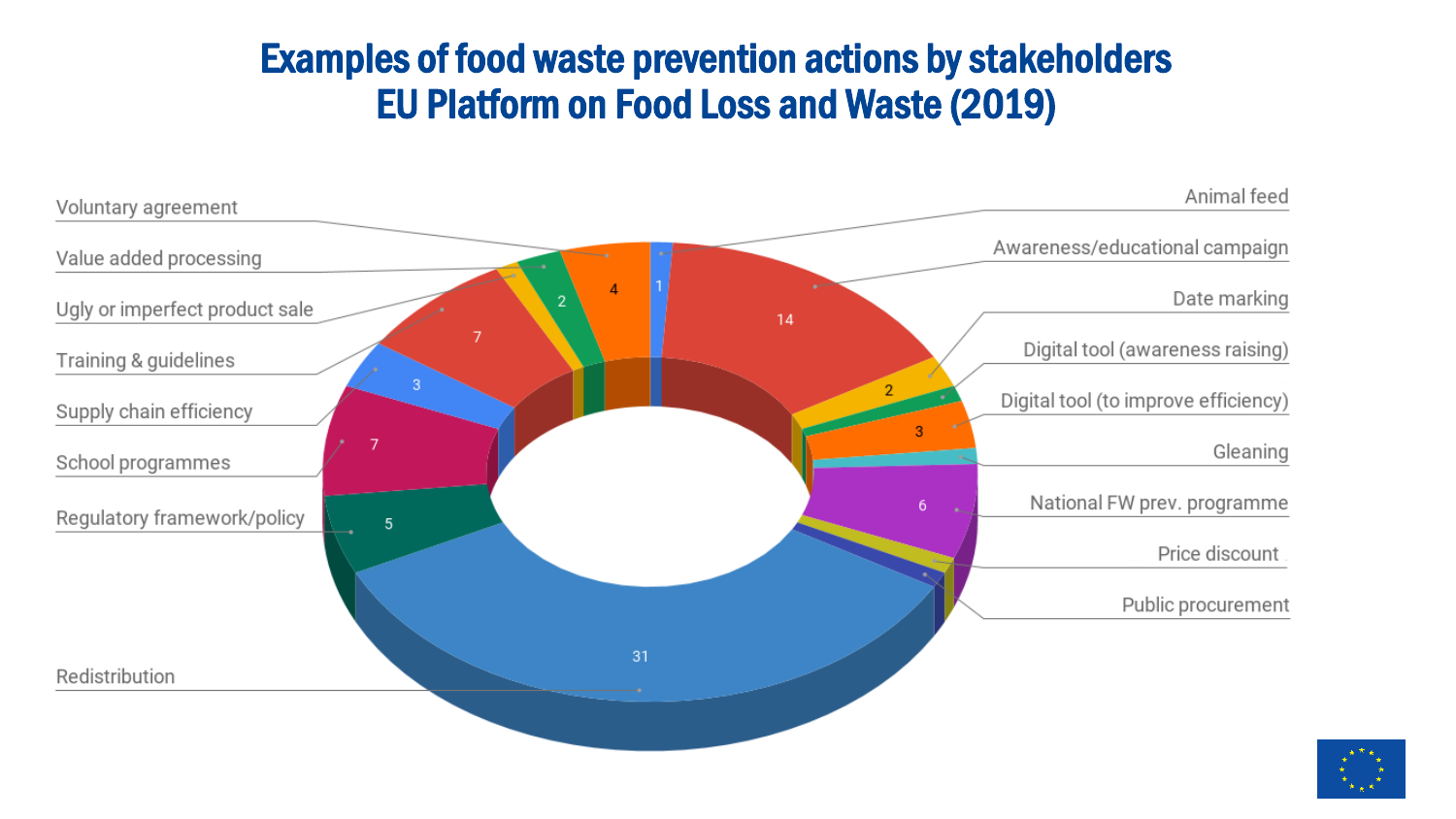# Examples of food waste prevention actions by stakeholders
# EU Platform on Food Loss and Waste (2019)

Voluntary agreement

Value added processing

Ugly or imperfect product sale

Training & guidelines

Supply chain efficiency

School programmes

Regulatory framework/policy

Redistribution

Animal feed

Awareness/educational campaign

Date marking

Digital tool (awareness raising)

Digital tool (to improve efficiency)

Gleaning

National FW prev. programme

Price discount

Public procurement

1

14

2

3

6

31

5

7

3

7

2

4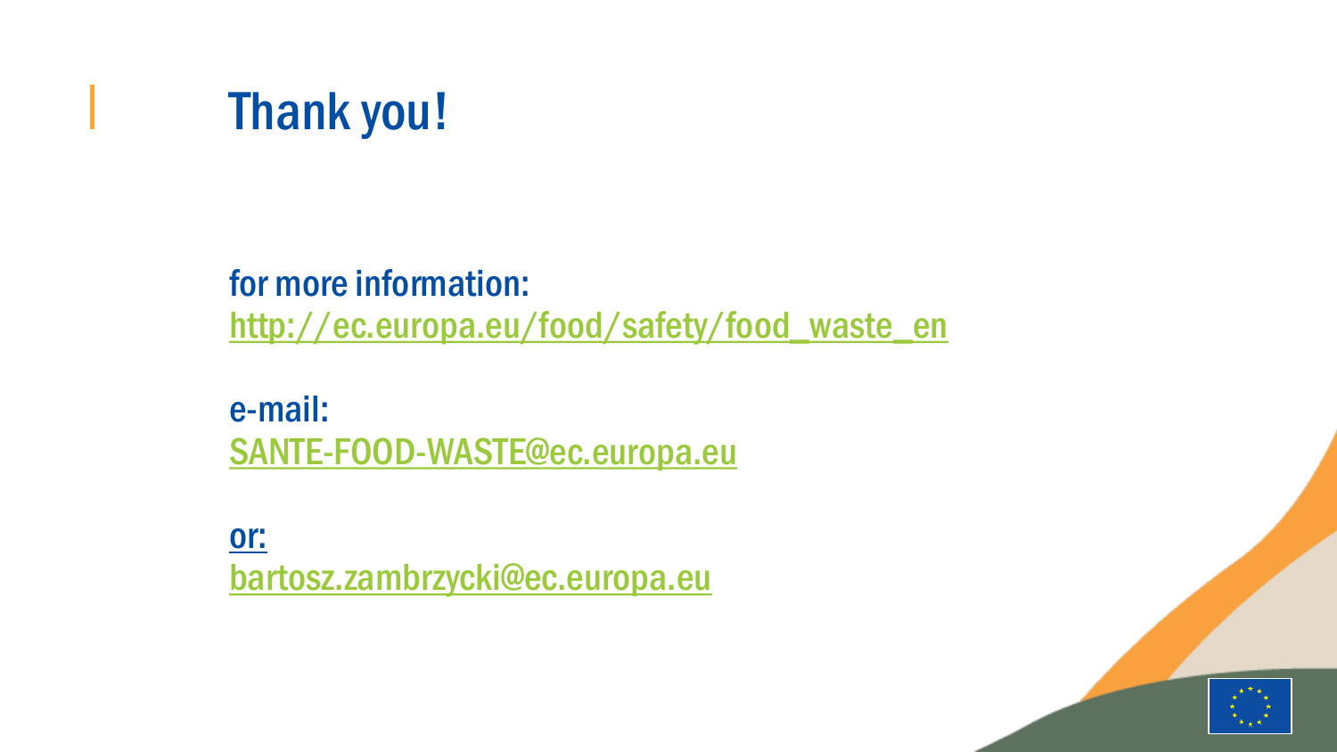# Thank you!

for more information:
http://ec.europa.eu/food/safety/food_waste_en

e-mail:
SANTE-FOOD-WASTE@ec.europa.eu

or:
bartosz.zambrzycki@ec.europa.eu